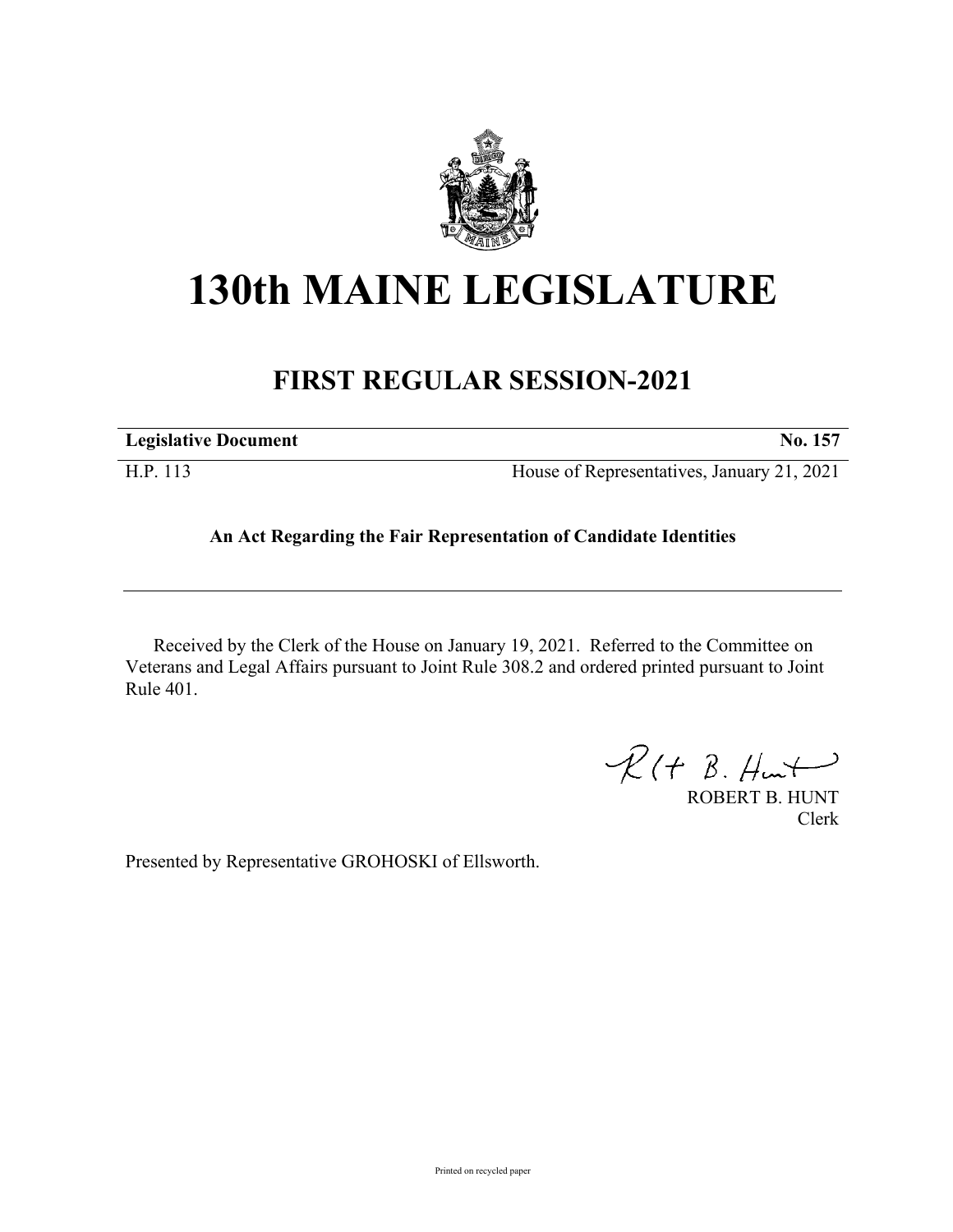# 130th MAINE LEGISLATURE

## FIRST REGULAR SESSION-2021

| **Legislative Document** | **No. 157** |
|---|---|
| H.P. 113 | House of Representatives, January 21, 2021 |

**An Act Regarding the Fair Representation of Candidate Identities**

Received by the Clerk of the House on January 19, 2021. Referred to the Committee on Veterans and Legal Affairs pursuant to Joint Rule 308.2 and ordered printed pursuant to Joint Rule 401.

ROBERT B. HUNT
Clerk

Presented by Representative GROHOSKI of Ellsworth.

Printed on recycled paper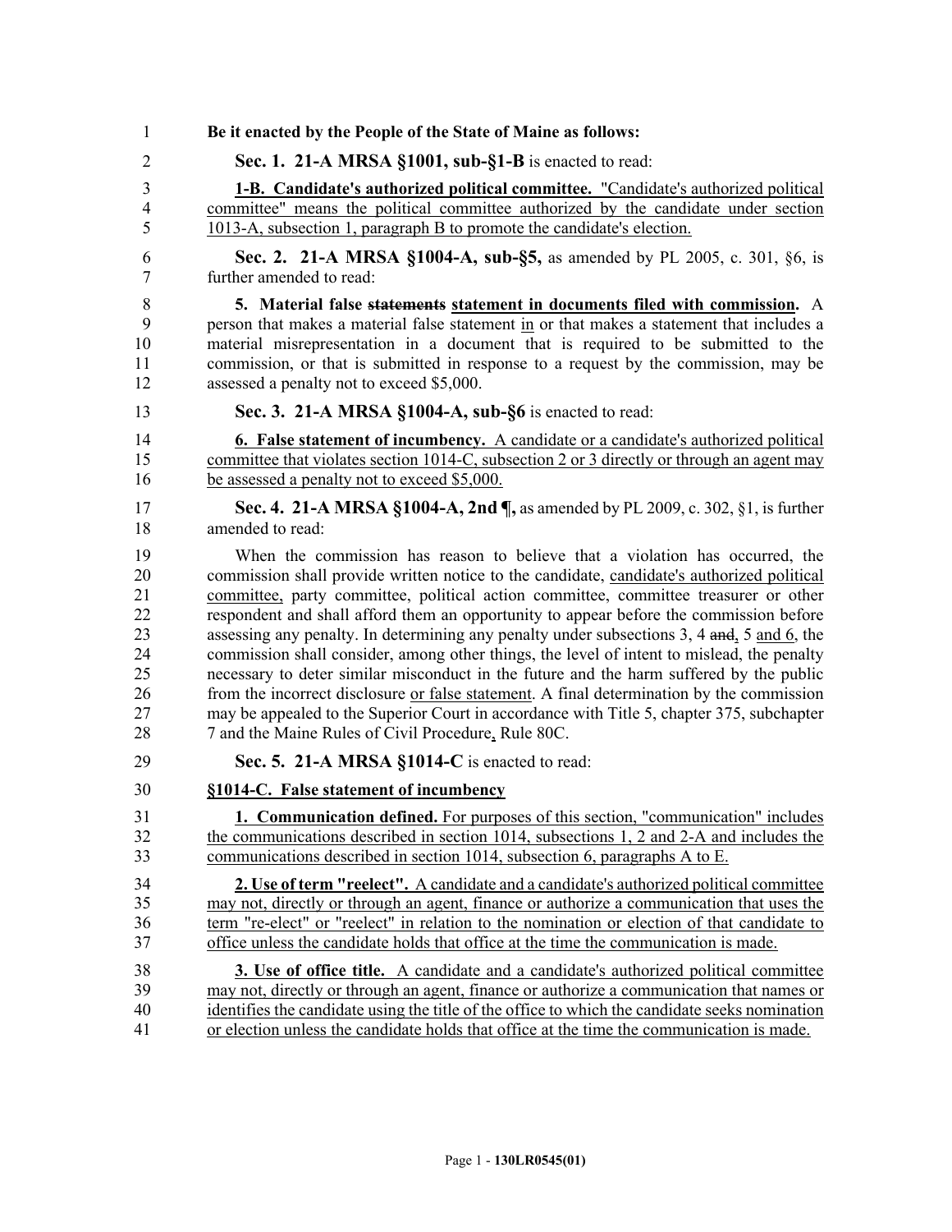**Be it enacted by the People of the State of Maine as follows:**

**Sec. 1. 21-A MRSA §1001, sub-§1-B** is enacted to read:

**1-B. Candidate's authorized political committee.** "Candidate's authorized political committee" means the political committee authorized by the candidate under section 1013-A, subsection 1, paragraph B to promote the candidate's election.

**Sec. 2. 21-A MRSA §1004-A, sub-§5,** as amended by PL 2005, c. 301, §6, is further amended to read:

**5. Material false ~~statements~~ statement in documents filed with commission.** A person that makes a material false statement in or that makes a statement that includes a material misrepresentation in a document that is required to be submitted to the commission, or that is submitted in response to a request by the commission, may be assessed a penalty not to exceed $5,000.

**Sec. 3. 21-A MRSA §1004-A, sub-§6** is enacted to read:

**6. False statement of incumbency.** A candidate or a candidate's authorized political committee that violates section 1014-C, subsection 2 or 3 directly or through an agent may be assessed a penalty not to exceed $5,000.

**Sec. 4. 21-A MRSA §1004-A, 2nd ¶,** as amended by PL 2009, c. 302, §1, is further amended to read:

When the commission has reason to believe that a violation has occurred, the commission shall provide written notice to the candidate, candidate's authorized political committee, party committee, political action committee, committee treasurer or other respondent and shall afford them an opportunity to appear before the commission before assessing any penalty. In determining any penalty under subsections 3, 4 ~~and~~, 5 and 6, the commission shall consider, among other things, the level of intent to mislead, the penalty necessary to deter similar misconduct in the future and the harm suffered by the public from the incorrect disclosure or false statement. A final determination by the commission may be appealed to the Superior Court in accordance with Title 5, chapter 375, subchapter 7 and the Maine Rules of Civil Procedure, Rule 80C.

**Sec. 5. 21-A MRSA §1014-C** is enacted to read:

**§1014-C. False statement of incumbency**

**1. Communication defined.** For purposes of this section, "communication" includes the communications described in section 1014, subsections 1, 2 and 2-A and includes the communications described in section 1014, subsection 6, paragraphs A to E.

**2. Use of term "reelect".** A candidate and a candidate's authorized political committee may not, directly or through an agent, finance or authorize a communication that uses the term "re-elect" or "reelect" in relation to the nomination or election of that candidate to office unless the candidate holds that office at the time the communication is made.

**3. Use of office title.** A candidate and a candidate's authorized political committee may not, directly or through an agent, finance or authorize a communication that names or identifies the candidate using the title of the office to which the candidate seeks nomination or election unless the candidate holds that office at the time the communication is made.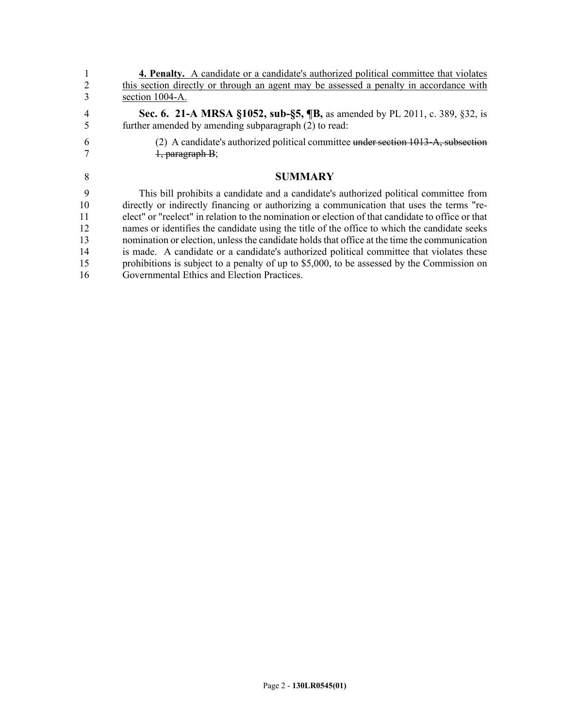**4. Penalty.** A candidate or a candidate's authorized political committee that violates this section directly or through an agent may be assessed a penalty in accordance with section 1004-A.

**Sec. 6. 21-A MRSA §1052, sub-§5, ¶B,** as amended by PL 2011, c. 389, §32, is further amended by amending subparagraph (2) to read:

(2) A candidate's authorized political committee ~~under section 1013-A, subsection 1, paragraph B~~;

## SUMMARY

This bill prohibits a candidate and a candidate's authorized political committee from directly or indirectly financing or authorizing a communication that uses the terms "re-elect" or "reelect" in relation to the nomination or election of that candidate to office or that names or identifies the candidate using the title of the office to which the candidate seeks nomination or election, unless the candidate holds that office at the time the communication is made. A candidate or a candidate's authorized political committee that violates these prohibitions is subject to a penalty of up to $5,000, to be assessed by the Commission on Governmental Ethics and Election Practices.